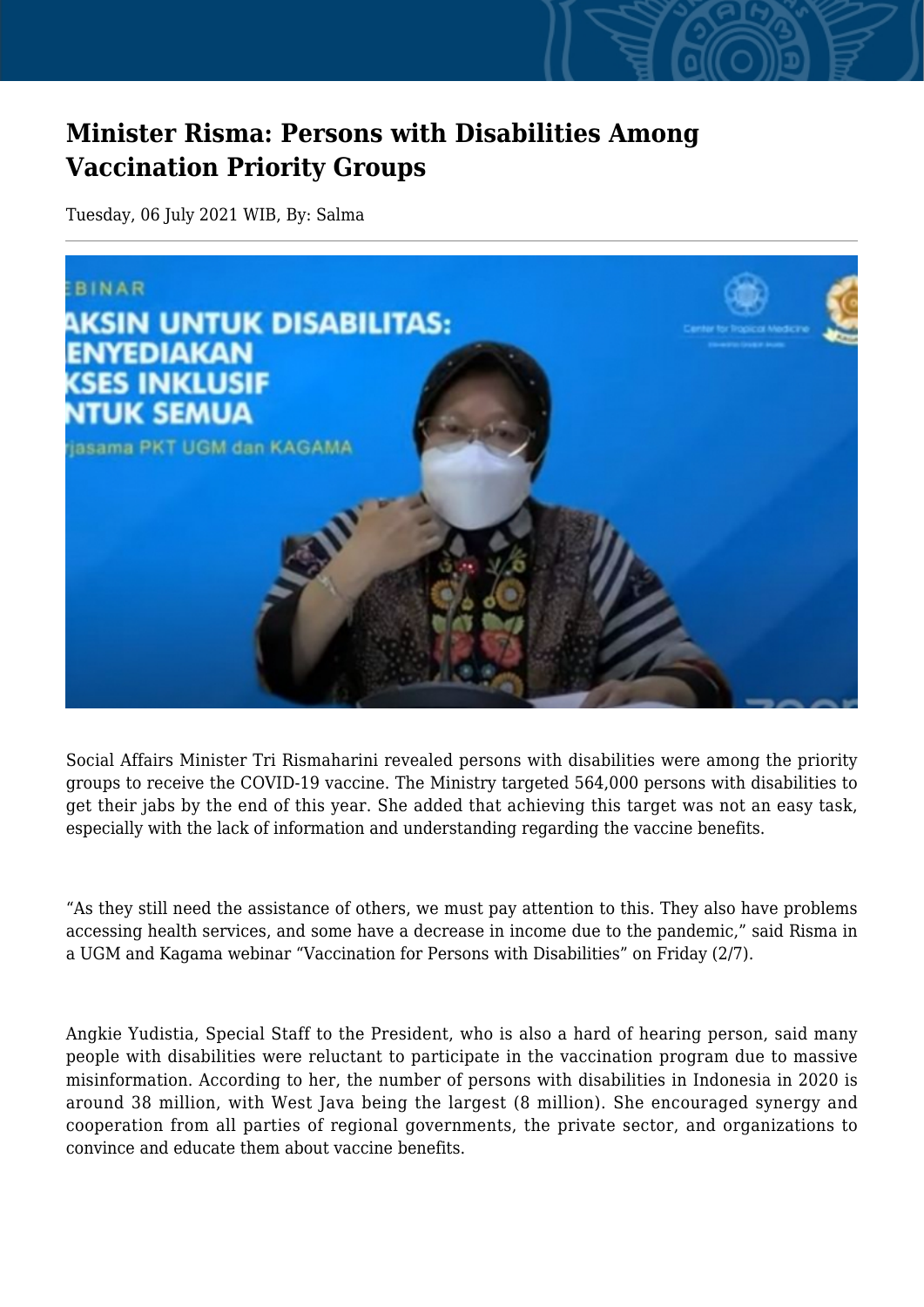# Minister Risma: Persons with Disabilities Among Vaccination Priority Groups

Tuesday, 06 July 2021 WIB, By: Salma

Social Affairs Minister Tri Rismaharini revealed persons with disabilities were among the priority groups to receive the COVID-19 vaccine. The Ministry targeted 564,000 persons with disabilities to get their jabs by the end of this year. She added that achieving this target was not an easy task, especially with the lack of information and understanding regarding the vaccine benefits.

"As they still need the assistance of others, we must pay attention to this. They also have problems accessing health services, and some have a decrease in income due to the pandemic," said Risma in a UGM and Kagama webinar "Vaccination for Persons with Disabilities" on Friday (2/7).

Angkie Yudistia, Special Staff to the President, who is also a hard of hearing person, said many people with disabilities were reluctant to participate in the vaccination program due to massive misinformation. According to her, the number of persons with disabilities in Indonesia in 2020 is around 38 million, with West Java being the largest (8 million). She encouraged synergy and cooperation from all parties of regional governments, the private sector, and organizations to convince and educate them about vaccine benefits.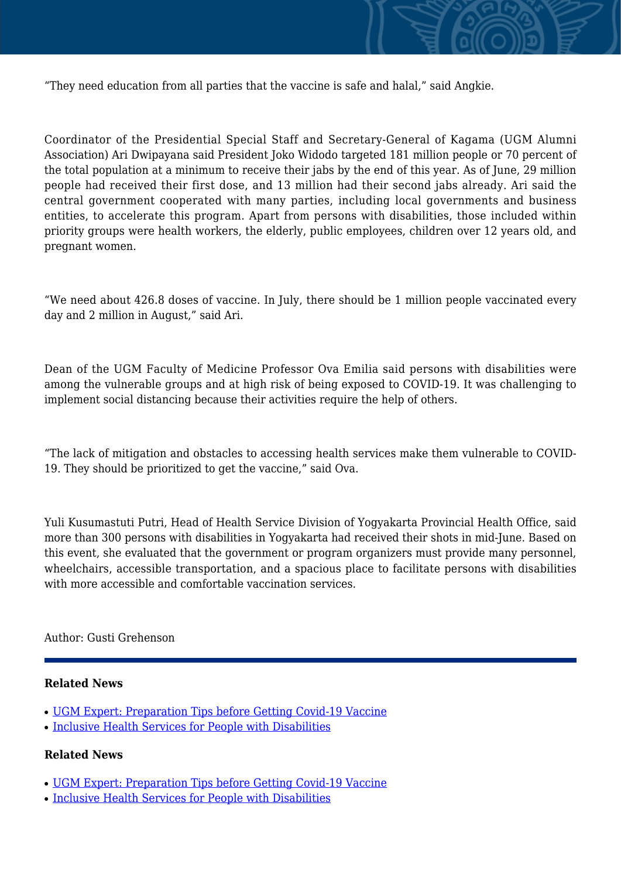"They need education from all parties that the vaccine is safe and halal," said Angkie.

Coordinator of the Presidential Special Staff and Secretary-General of Kagama (UGM Alumni Association) Ari Dwipayana said President Joko Widodo targeted 181 million people or 70 percent of the total population at a minimum to receive their jabs by the end of this year. As of June, 29 million people had received their first dose, and 13 million had their second jabs already. Ari said the central government cooperated with many parties, including local governments and business entities, to accelerate this program. Apart from persons with disabilities, those included within priority groups were health workers, the elderly, public employees, children over 12 years old, and pregnant women.

"We need about 426.8 doses of vaccine. In July, there should be 1 million people vaccinated every day and 2 million in August," said Ari.

Dean of the UGM Faculty of Medicine Professor Ova Emilia said persons with disabilities were among the vulnerable groups and at high risk of being exposed to COVID-19. It was challenging to implement social distancing because their activities require the help of others.

"The lack of mitigation and obstacles to accessing health services make them vulnerable to COVID-19. They should be prioritized to get the vaccine," said Ova.

Yuli Kusumastuti Putri, Head of Health Service Division of Yogyakarta Provincial Health Office, said more than 300 persons with disabilities in Yogyakarta had received their shots in mid-June. Based on this event, she evaluated that the government or program organizers must provide many personnel, wheelchairs, accessible transportation, and a spacious place to facilitate persons with disabilities with more accessible and comfortable vaccination services.

Author: Gusti Grehenson

---

**Related News**

- [UGM Expert: Preparation Tips before Getting Covid-19 Vaccine]()
- [Inclusive Health Services for People with Disabilities]()

**Related News**

- [UGM Expert: Preparation Tips before Getting Covid-19 Vaccine]()
- [Inclusive Health Services for People with Disabilities]()